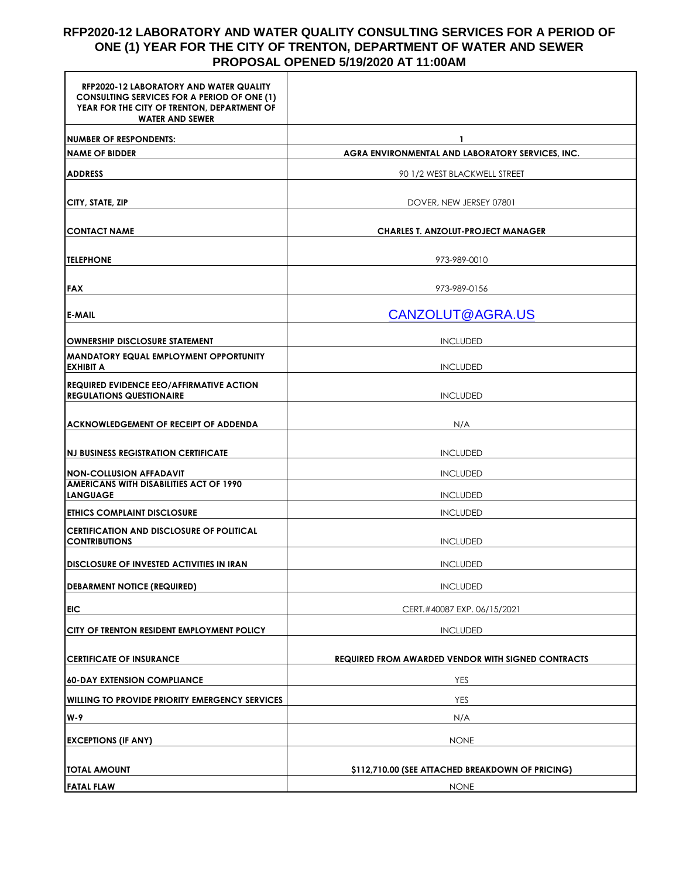# RFP2020-12 LABORATORY AND WATER QUALITY CONSULTING SERVICES FOR A PERIOD OF ONE (1) YEAR FOR THE CITY OF TRENTON, DEPARTMENT OF WATER AND SEWER

## PROPOSAL OPENED 5/19/2020 AT 11:00AM

| RFP2020-12 LABORATORY AND WATER QUALITY CONSULTING SERVICES FOR A PERIOD OF ONE (1) YEAR FOR THE CITY OF TRENTON, DEPARTMENT OF WATER AND SEWER | |
|---|---|
| NUMBER OF RESPONDENTS: | 1 |
| NAME OF BIDDER | AGRA ENVIRONMENTAL AND LABORATORY SERVICES, INC. |
| ADDRESS | 90 1/2 WEST BLACKWELL STREET |
| CITY, STATE, ZIP | DOVER, NEW JERSEY 07801 |
| CONTACT NAME | CHARLES T. ANZOLUT-PROJECT MANAGER |
| TELEPHONE | 973-989-0010 |
| FAX | 973-989-0156 |
| E-MAIL | CANZOLUT@AGRA.US |
| OWNERSHIP DISCLOSURE STATEMENT | INCLUDED |
| MANDATORY EQUAL EMPLOYMENT OPPORTUNITY EXHIBIT A | INCLUDED |
| REQUIRED EVIDENCE EEO/AFFIRMATIVE ACTION REGULATIONS QUESTIONAIRE | INCLUDED |
| ACKNOWLEDGEMENT OF RECEIPT OF ADDENDA | N/A |
| NJ BUSINESS REGISTRATION CERTIFICATE | INCLUDED |
| NON-COLLUSION AFFADAVIT | INCLUDED |
| AMERICANS WITH DISABILITIES ACT OF 1990 LANGUAGE | INCLUDED |
| ETHICS COMPLAINT DISCLOSURE | INCLUDED |
| CERTIFICATION AND DISCLOSURE OF POLITICAL CONTRIBUTIONS | INCLUDED |
| DISCLOSURE OF INVESTED ACTIVITIES IN IRAN | INCLUDED |
| DEBARMENT NOTICE (REQUIRED) | INCLUDED |
| EIC | CERT.#40087 EXP. 06/15/2021 |
| CITY OF TRENTON RESIDENT EMPLOYMENT POLICY | INCLUDED |
| CERTIFICATE OF INSURANCE | REQUIRED FROM AWARDED VENDOR WITH SIGNED CONTRACTS |
| 60-DAY EXTENSION COMPLIANCE | YES |
| WILLING TO PROVIDE PRIORITY EMERGENCY SERVICES | YES |
| W-9 | N/A |
| EXCEPTIONS (IF ANY) | NONE |
| TOTAL AMOUNT | $112,710.00 (SEE ATTACHED BREAKDOWN OF PRICING) |
| FATAL FLAW | NONE |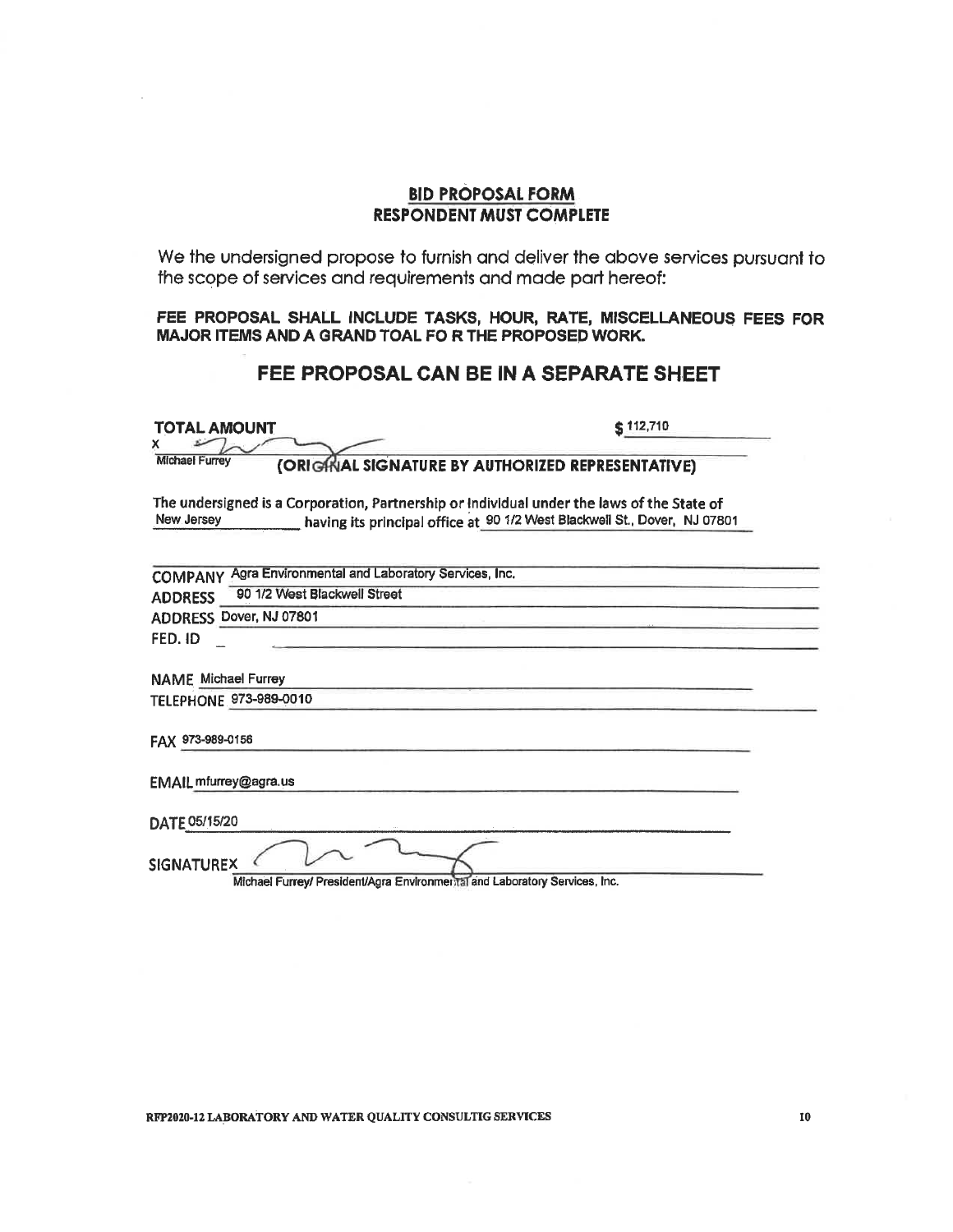## BID PROPOSAL FORM
## RESPONDENT MUST COMPLETE

We the undersigned propose to furnish and deliver the above services pursuant to the scope of services and requirements and made part hereof:

**FEE PROPOSAL SHALL INCLUDE TASKS, HOUR, RATE, MISCELLANEOUS FEES FOR MAJOR ITEMS AND A GRAND TOAL FO R THE PROPOSED WORK.**

### FEE PROPOSAL CAN BE IN A SEPARATE SHEET

**TOTAL AMOUNT** $ 112,710

X

Michael Furrey **(ORIGINAL SIGNATURE BY AUTHORIZED REPRESENTATIVE)**

The undersigned is a Corporation, Partnership or Individual under the laws of the State of New Jersey having its principal office at 90 1/2 West Blackwell St., Dover, NJ 07801

COMPANY Agra Environmental and Laboratory Services, Inc.

ADDRESS 90 1/2 West Blackwell Street

ADDRESS Dover, NJ 07801

FED. ID _

NAME Michael Furrey

TELEPHONE 973-989-0010

FAX 973-989-0156

EMAIL mfurrey@agra.us

DATE 05/15/20

SIGNATUREX

Michael Furrey/ President/Agra Environmental and Laboratory Services, Inc.

RFP2020-12 LABORATORY AND WATER QUALITY CONSULTIG SERVICES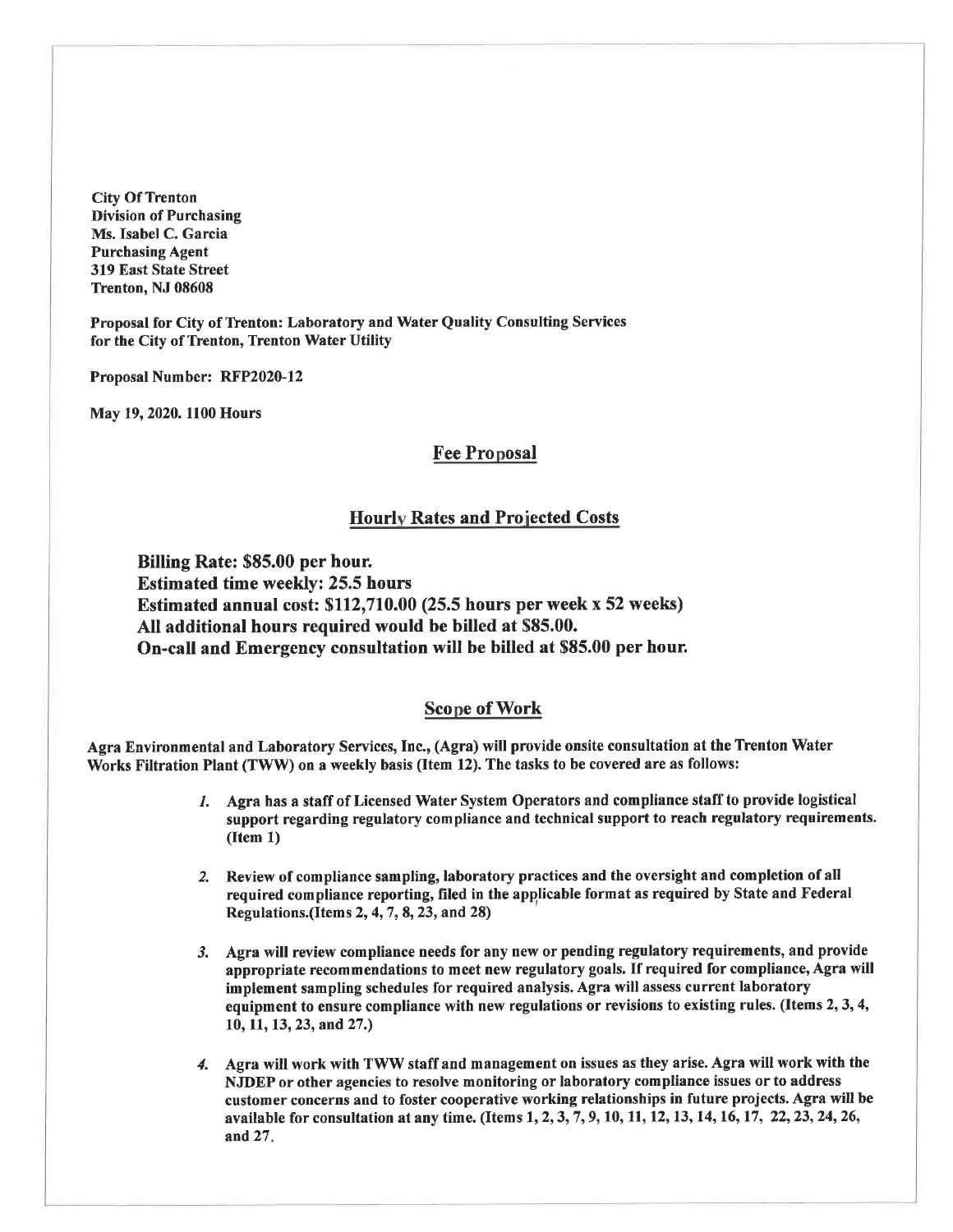**City Of Trenton**
**Division of Purchasing**
**Ms. Isabel C. Garcia**
**Purchasing Agent**
**319 East State Street**
**Trenton, NJ 08608**

**Proposal for City of Trenton: Laboratory and Water Quality Consulting Services for the City of Trenton, Trenton Water Utility**

**Proposal Number: RFP2020-12**

**May 19, 2020. 1100 Hours**

## Fee Proposal

## Hourly Rates and Projected Costs

**Billing Rate: $85.00 per hour.**
**Estimated time weekly: 25.5 hours**
**Estimated annual cost: $112,710.00 (25.5 hours per week x 52 weeks)**
**All additional hours required would be billed at $85.00.**
**On-call and Emergency consultation will be billed at $85.00 per hour.**

## Scope of Work

**Agra Environmental and Laboratory Services, Inc., (Agra) will provide onsite consultation at the Trenton Water Works Filtration Plant (TWW) on a weekly basis (Item 12). The tasks to be covered are as follows:**

1. **Agra has a staff of Licensed Water System Operators and compliance staff to provide logistical support regarding regulatory compliance and technical support to reach regulatory requirements. (Item 1)**

2. **Review of compliance sampling, laboratory practices and the oversight and completion of all required compliance reporting, filed in the applicable format as required by State and Federal Regulations.(Items 2, 4, 7, 8, 23, and 28)**

3. **Agra will review compliance needs for any new or pending regulatory requirements, and provide appropriate recommendations to meet new regulatory goals. If required for compliance, Agra will implement sampling schedules for required analysis. Agra will assess current laboratory equipment to ensure compliance with new regulations or revisions to existing rules. (Items 2, 3, 4, 10, 11, 13, 23, and 27.)**

4. **Agra will work with TWW staff and management on issues as they arise. Agra will work with the NJDEP or other agencies to resolve monitoring or laboratory compliance issues or to address customer concerns and to foster cooperative working relationships in future projects. Agra will be available for consultation at any time. (Items 1, 2, 3, 7, 9, 10, 11, 12, 13, 14, 16, 17, 22, 23, 24, 26, and 27.**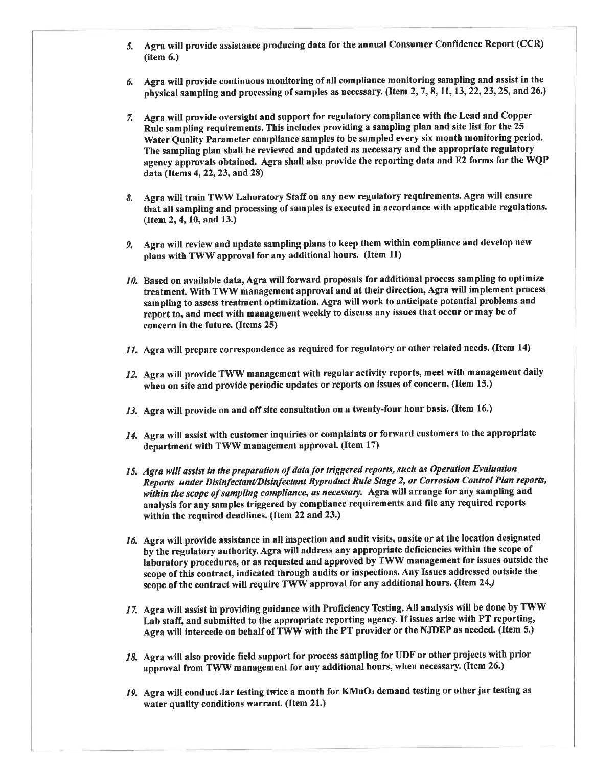5. **Agra will provide assistance producing data for the annual Consumer Confidence Report (CCR) (item 6.)**

6. **Agra will provide continuous monitoring of all compliance monitoring sampling and assist in the physical sampling and processing of samples as necessary. (Item 2, 7, 8, 11, 13, 22, 23, 25, and 26.)**

7. **Agra will provide oversight and support for regulatory compliance with the Lead and Copper Rule sampling requirements. This includes providing a sampling plan and site list for the 25 Water Quality Parameter compliance samples to be sampled every six month monitoring period. The sampling plan shall be reviewed and updated as necessary and the appropriate regulatory agency approvals obtained. Agra shall also provide the reporting data and E2 forms for the WQP data (Items 4, 22, 23, and 28)**

8. **Agra will train TWW Laboratory Staff on any new regulatory requirements. Agra will ensure that all sampling and processing of samples is executed in accordance with applicable regulations. (Item 2, 4, 10, and 13.)**

9. **Agra will review and update sampling plans to keep them within compliance and develop new plans with TWW approval for any additional hours. (Item 11)**

10. **Based on available data, Agra will forward proposals for additional process sampling to optimize treatment. With TWW management approval and at their direction, Agra will implement process sampling to assess treatment optimization. Agra will work to anticipate potential problems and report to, and meet with management weekly to discuss any issues that occur or may be of concern in the future. (Items 25)**

11. **Agra will prepare correspondence as required for regulatory or other related needs. (Item 14)**

12. **Agra will provide TWW management with regular activity reports, meet with management daily when on site and provide periodic updates or reports on issues of concern. (Item 15.)**

13. **Agra will provide on and off site consultation on a twenty-four hour basis. (Item 16.)**

14. **Agra will assist with customer inquiries or complaints or forward customers to the appropriate department with TWW management approval. (Item 17)**

15. ***Agra will assist in the preparation of data for triggered reports, such as Operation Evaluation Reports under Disinfectant/Disinfectant Byproduct Rule Stage 2, or Corrosion Control Plan reports, within the scope of sampling compliance, as necessary.* Agra will arrange for any sampling and analysis for any samples triggered by compliance requirements and file any required reports within the required deadlines. (Item 22 and 23.)**

16. **Agra will provide assistance in all inspection and audit visits, onsite or at the location designated by the regulatory authority. Agra will address any appropriate deficiencies within the scope of laboratory procedures, or as requested and approved by TWW management for issues outside the scope of this contract, indicated through audits or inspections. Any Issues addressed outside the scope of the contract will require TWW approval for any additional hours. (Item 24.)**

17. **Agra will assist in providing guidance with Proficiency Testing. All analysis will be done by TWW Lab staff, and submitted to the appropriate reporting agency. If issues arise with PT reporting, Agra will intercede on behalf of TWW with the PT provider or the NJDEP as needed. (Item 5.)**

18. **Agra will also provide field support for process sampling for UDF or other projects with prior approval from TWW management for any additional hours, when necessary. (Item 26.)**

19. **Agra will conduct Jar testing twice a month for $KMnO_4$ demand testing or other jar testing as water quality conditions warrant. (Item 21.)**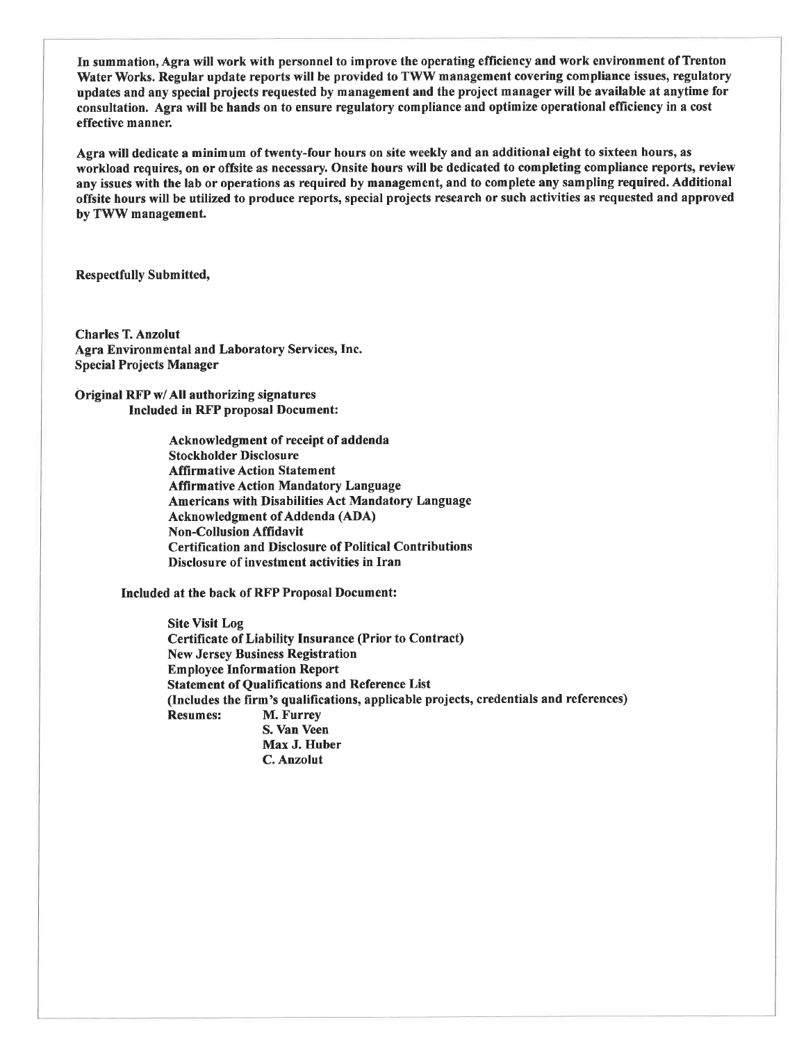**In summation, Agra will work with personnel to improve the operating efficiency and work environment of Trenton Water Works. Regular update reports will be provided to TWW management covering compliance issues, regulatory updates and any special projects requested by management and the project manager will be available at anytime for consultation. Agra will be hands on to ensure regulatory compliance and optimize operational efficiency in a cost effective manner.**

**Agra will dedicate a minimum of twenty-four hours on site weekly and an additional eight to sixteen hours, as workload requires, on or offsite as necessary. Onsite hours will be dedicated to completing compliance reports, review any issues with the lab or operations as required by management, and to complete any sampling required. Additional offsite hours will be utilized to produce reports, special projects research or such activities as requested and approved by TWW management.**

**Respectfully Submitted,**

**Charles T. Anzolut**
**Agra Environmental and Laboratory Services, Inc.**
**Special Projects Manager**

**Original RFP w/ All authorizing signatures**
**Included in RFP proposal Document:**

- **Acknowledgment of receipt of addenda**
- **Stockholder Disclosure**
- **Affirmative Action Statement**
- **Affirmative Action Mandatory Language**
- **Americans with Disabilities Act Mandatory Language**
- **Acknowledgment of Addenda (ADA)**
- **Non-Collusion Affidavit**
- **Certification and Disclosure of Political Contributions**
- **Disclosure of investment activities in Iran**

**Included at the back of RFP Proposal Document:**

- **Site Visit Log**
- **Certificate of Liability Insurance (Prior to Contract)**
- **New Jersey Business Registration**
- **Employee Information Report**
- **Statement of Qualifications and Reference List**
  **(Includes the firm's qualifications, applicable projects, credentials and references)**
- **Resumes:**
  - **M. Furrey**
  - **S. Van Veen**
  - **Max J. Huber**
  - **C. Anzolut**